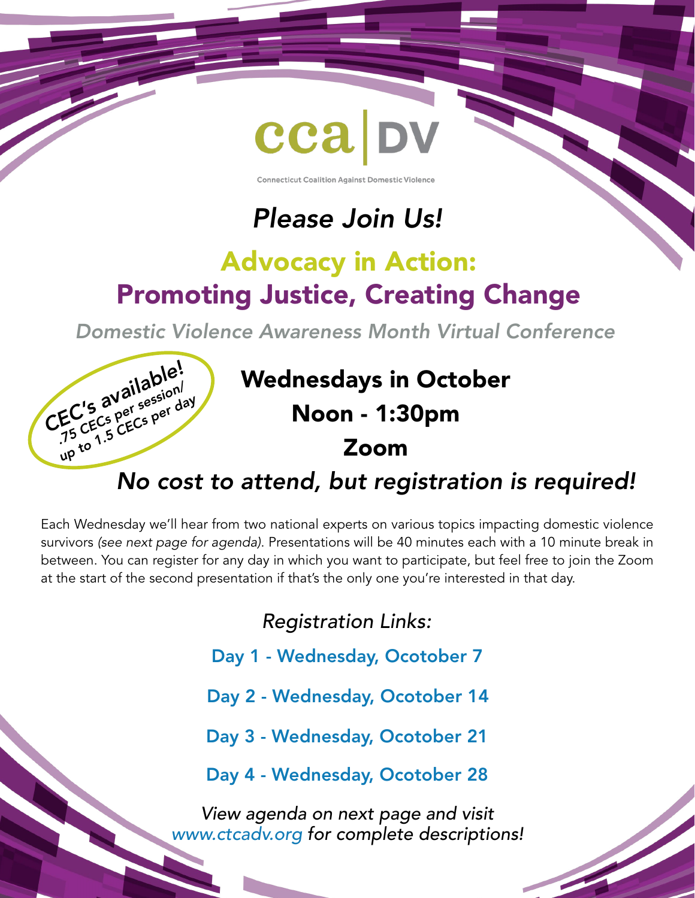cca | DV

Connecticut Coalition Against Domestic Violence

*Please Join Us!*

# Advocacy in Action: Promoting Justice, Creating Change

*Domestic Violence Awareness Month Virtual Conference*

CEC's available!
.75 CECs per session/
up to 1.5 CECs per day

## Wednesdays in October
## Noon - 1:30pm
## Zoom

### *No cost to attend, but registration is required!*

Each Wednesday we'll hear from two national experts on various topics impacting domestic violence survivors *(see next page for agenda)*. Presentations will be 40 minutes each with a 10 minute break in between. You can register for any day in which you want to participate, but feel free to join the Zoom at the start of the second presentation if that's the only one you're interested in that day.

*Registration Links:*

Day 1 - Wednesday, Ocotober 7

Day 2 - Wednesday, Ocotober 14

Day 3 - Wednesday, Ocotober 21

Day 4 - Wednesday, Ocotober 28

*View agenda on next page and visit www.ctcadv.org for complete descriptions!*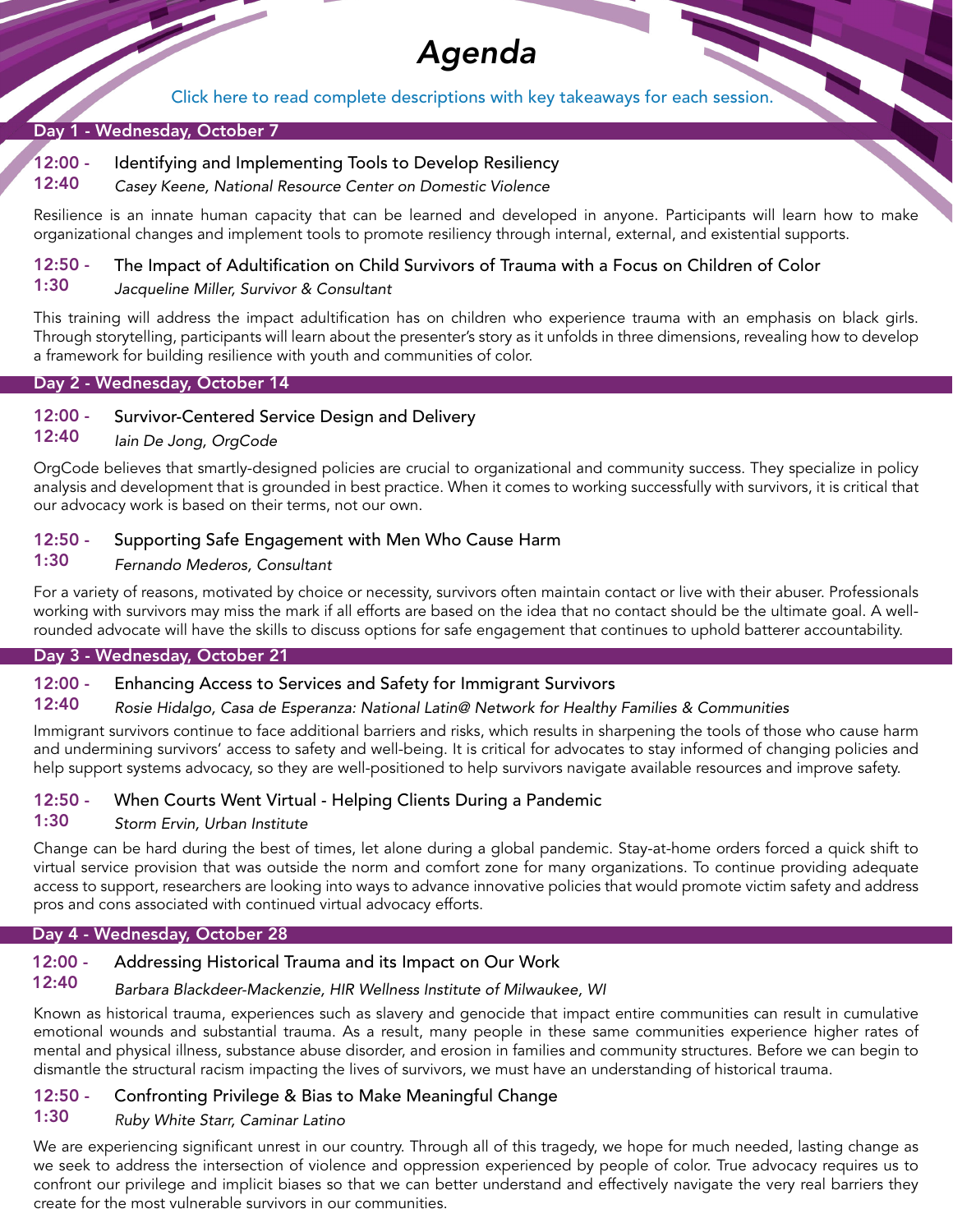# Agenda

Click here to read complete descriptions with key takeaways for each session.

## Day 1 - Wednesday, October 7

**12:00 - 12:40** Identifying and Implementing Tools to Develop Resiliency
*Casey Keene, National Resource Center on Domestic Violence*

Resilience is an innate human capacity that can be learned and developed in anyone. Participants will learn how to make organizational changes and implement tools to promote resiliency through internal, external, and existential supports.

**12:50 - 1:30** The Impact of Adultification on Child Survivors of Trauma with a Focus on Children of Color
*Jacqueline Miller, Survivor & Consultant*

This training will address the impact adultification has on children who experience trauma with an emphasis on black girls. Through storytelling, participants will learn about the presenter's story as it unfolds in three dimensions, revealing how to develop a framework for building resilience with youth and communities of color.

## Day 2 - Wednesday, October 14

**12:00 - 12:40** Survivor-Centered Service Design and Delivery
*Iain De Jong, OrgCode*

OrgCode believes that smartly-designed policies are crucial to organizational and community success. They specialize in policy analysis and development that is grounded in best practice. When it comes to working successfully with survivors, it is critical that our advocacy work is based on their terms, not our own.

**12:50 - 1:30** Supporting Safe Engagement with Men Who Cause Harm
*Fernando Mederos, Consultant*

For a variety of reasons, motivated by choice or necessity, survivors often maintain contact or live with their abuser. Professionals working with survivors may miss the mark if all efforts are based on the idea that no contact should be the ultimate goal. A well-rounded advocate will have the skills to discuss options for safe engagement that continues to uphold batterer accountability.

## Day 3 - Wednesday, October 21

**12:00 - 12:40** Enhancing Access to Services and Safety for Immigrant Survivors
*Rosie Hidalgo, Casa de Esperanza: National Latin@ Network for Healthy Families & Communities*

Immigrant survivors continue to face additional barriers and risks, which results in sharpening the tools of those who cause harm and undermining survivors' access to safety and well-being. It is critical for advocates to stay informed of changing policies and help support systems advocacy, so they are well-positioned to help survivors navigate available resources and improve safety.

**12:50 - 1:30** When Courts Went Virtual - Helping Clients During a Pandemic
*Storm Ervin, Urban Institute*

Change can be hard during the best of times, let alone during a global pandemic. Stay-at-home orders forced a quick shift to virtual service provision that was outside the norm and comfort zone for many organizations. To continue providing adequate access to support, researchers are looking into ways to advance innovative policies that would promote victim safety and address pros and cons associated with continued virtual advocacy efforts.

## Day 4 - Wednesday, October 28

**12:00 - 12:40** Addressing Historical Trauma and its Impact on Our Work
*Barbara Blackdeer-Mackenzie, HIR Wellness Institute of Milwaukee, WI*

Known as historical trauma, experiences such as slavery and genocide that impact entire communities can result in cumulative emotional wounds and substantial trauma. As a result, many people in these same communities experience higher rates of mental and physical illness, substance abuse disorder, and erosion in families and community structures. Before we can begin to dismantle the structural racism impacting the lives of survivors, we must have an understanding of historical trauma.

**12:50 - 1:30** Confronting Privilege & Bias to Make Meaningful Change
*Ruby White Starr, Caminar Latino*

We are experiencing significant unrest in our country. Through all of this tragedy, we hope for much needed, lasting change as we seek to address the intersection of violence and oppression experienced by people of color. True advocacy requires us to confront our privilege and implicit biases so that we can better understand and effectively navigate the very real barriers they create for the most vulnerable survivors in our communities.